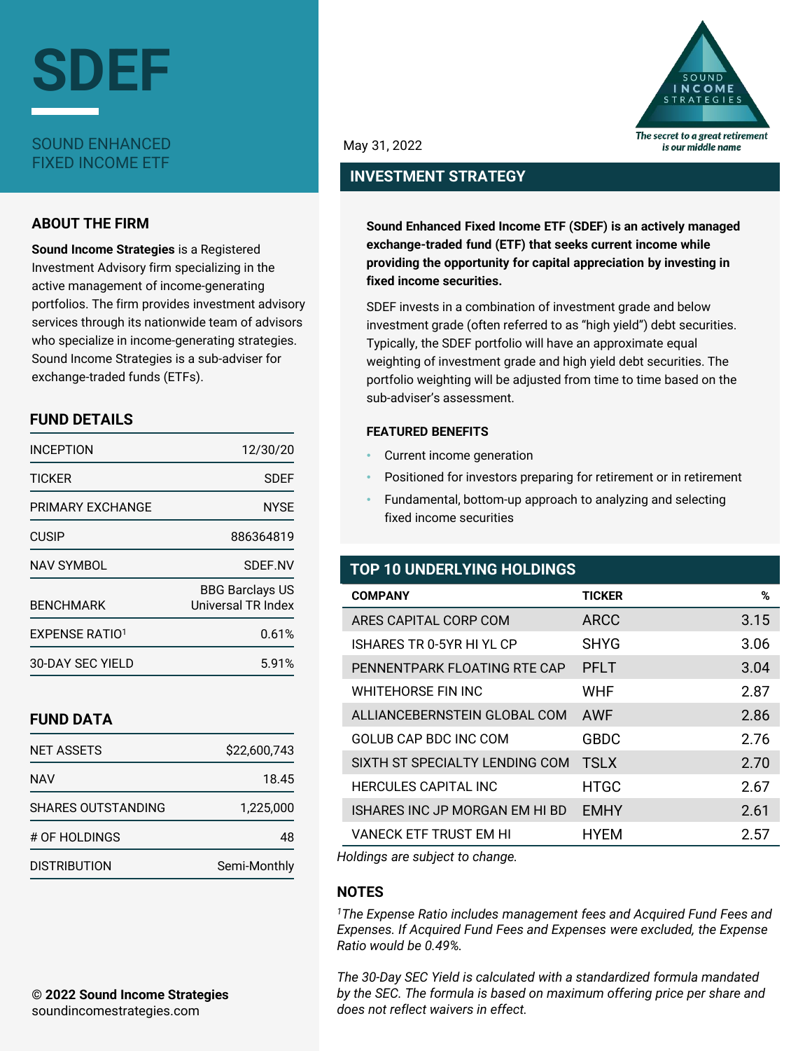# SDEF

SOUND ENHANCED FIXED INCOME ETF

SOUND INCOME STRATEGIES

*The secret to a great retirement is our middle name*

May 31, 2022

## ABOUT THE FIRM

**Sound Income Strategies** is a Registered Investment Advisory firm specializing in the active management of income-generating portfolios. The firm provides investment advisory services through its nationwide team of advisors who specialize in income-generating strategies. Sound Income Strategies is a sub-adviser for exchange-traded funds (ETFs).

## FUND DETAILS

| | |
|---|---|
| INCEPTION | 12/30/20 |
| TICKER | SDEF |
| PRIMARY EXCHANGE | NYSE |
| CUSIP | 886364819 |
| NAV SYMBOL | SDEF.NV |
| BENCHMARK | BBG Barclays US Universal TR Index |
| EXPENSE RATIO[1] | 0.61% |
| 30-DAY SEC YIELD | 5.91% |

## FUND DATA

| | |
|---|---|
| NET ASSETS | $22,600,743 |
| NAV | 18.45 |
| SHARES OUTSTANDING | 1,225,000 |
| # OF HOLDINGS | 48 |
| DISTRIBUTION | Semi-Monthly |

## INVESTMENT STRATEGY

**Sound Enhanced Fixed Income ETF (SDEF) is an actively managed exchange-traded fund (ETF) that seeks current income while providing the opportunity for capital appreciation by investing in fixed income securities.**

SDEF invests in a combination of investment grade and below investment grade (often referred to as "high yield") debt securities. Typically, the SDEF portfolio will have an approximate equal weighting of investment grade and high yield debt securities. The portfolio weighting will be adjusted from time to time based on the sub-adviser's assessment.

### FEATURED BENEFITS

- Current income generation
- Positioned for investors preparing for retirement or in retirement
- Fundamental, bottom-up approach to analyzing and selecting fixed income securities

## TOP 10 UNDERLYING HOLDINGS

| COMPANY | TICKER | % |
|---|---|---|
| ARES CAPITAL CORP COM | ARCC | 3.15 |
| ISHARES TR 0-5YR HI YL CP | SHYG | 3.06 |
| PENNENTPARK FLOATING RTE CAP | PFLT | 3.04 |
| WHITEHORSE FIN INC | WHF | 2.87 |
| ALLIANCEBERNSTEIN GLOBAL COM | AWF | 2.86 |
| GOLUB CAP BDC INC COM | GBDC | 2.76 |
| SIXTH ST SPECIALTY LENDING COM | TSLX | 2.70 |
| HERCULES CAPITAL INC | HTGC | 2.67 |
| ISHARES INC JP MORGAN EM HI BD | EMHY | 2.61 |
| VANECK ETF TRUST EM HI | HYEM | 2.57 |

*Holdings are subject to change.*

## NOTES

*[1]The Expense Ratio includes management fees and Acquired Fund Fees and Expenses. If Acquired Fund Fees and Expenses were excluded, the Expense Ratio would be 0.49%.*

*The 30-Day SEC Yield is calculated with a standardized formula mandated by the SEC. The formula is based on maximum offering price per share and does not reflect waivers in effect.*

**© 2022 Sound Income Strategies**
soundincomestrategies.com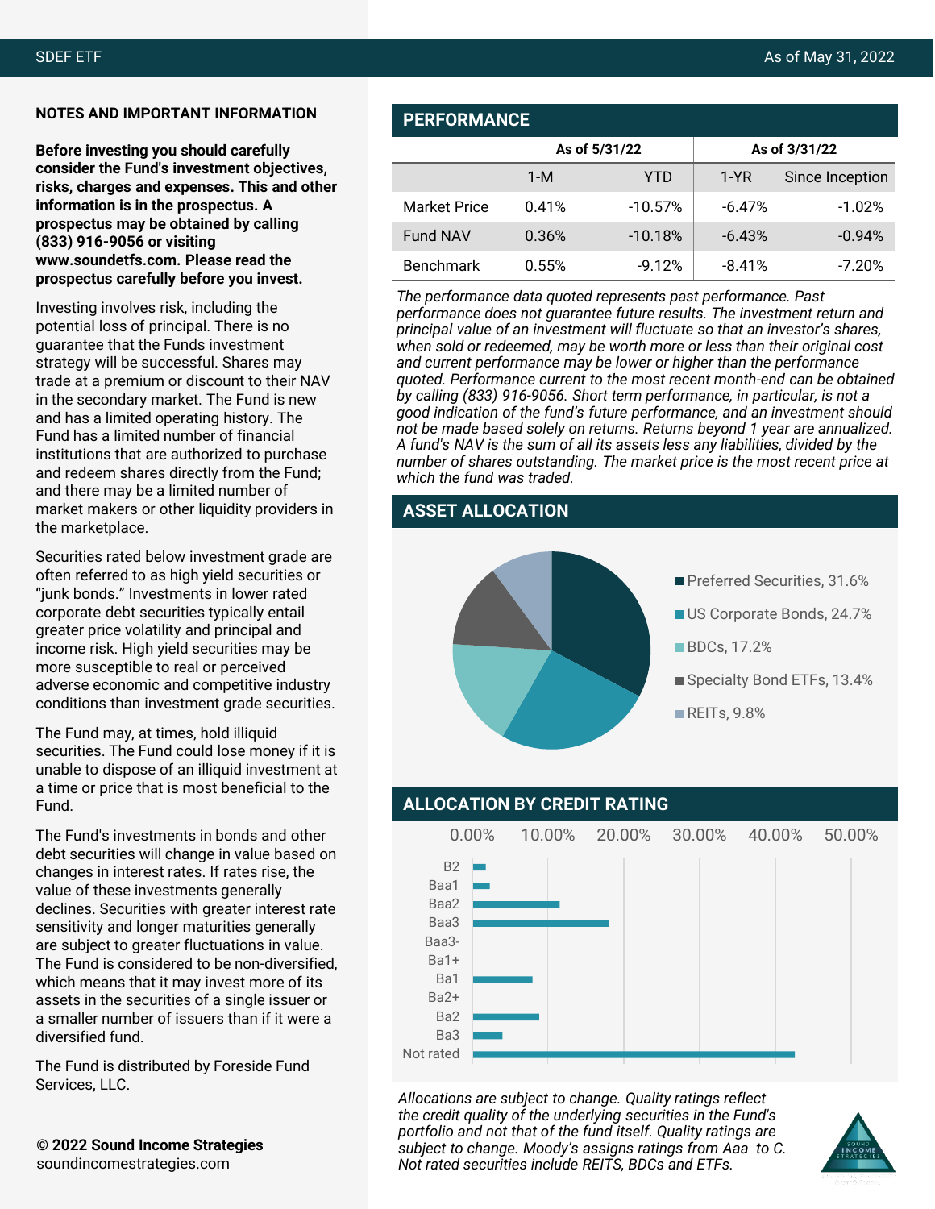## NOTES AND IMPORTANT INFORMATION

**Before investing you should carefully consider the Fund's investment objectives, risks, charges and expenses. This and other information is in the prospectus. A prospectus may be obtained by calling (833) 916-9056 or visiting www.soundetfs.com. Please read the prospectus carefully before you invest.**

Investing involves risk, including the potential loss of principal. There is no guarantee that the Funds investment strategy will be successful. Shares may trade at a premium or discount to their NAV in the secondary market. The Fund is new and has a limited operating history. The Fund has a limited number of financial institutions that are authorized to purchase and redeem shares directly from the Fund; and there may be a limited number of market makers or other liquidity providers in the marketplace.

Securities rated below investment grade are often referred to as high yield securities or "junk bonds." Investments in lower rated corporate debt securities typically entail greater price volatility and principal and income risk. High yield securities may be more susceptible to real or perceived adverse economic and competitive industry conditions than investment grade securities.

The Fund may, at times, hold illiquid securities. The Fund could lose money if it is unable to dispose of an illiquid investment at a time or price that is most beneficial to the Fund.

The Fund's investments in bonds and other debt securities will change in value based on changes in interest rates. If rates rise, the value of these investments generally declines. Securities with greater interest rate sensitivity and longer maturities generally are subject to greater fluctuations in value. The Fund is considered to be non-diversified, which means that it may invest more of its assets in the securities of a single issuer or a smaller number of issuers than if it were a diversified fund.

The Fund is distributed by Foreside Fund Services, LLC.

**© 2022 Sound Income Strategies**
soundincomestrategies.com

## PERFORMANCE

| | As of 5/31/22 | | As of 3/31/22 | |
|---|---|---|---|---|
| | 1-M | YTD | 1-YR | Since Inception |
| Market Price | 0.41% | -10.57% | -6.47% | -1.02% |
| Fund NAV | 0.36% | -10.18% | -6.43% | -0.94% |
| Benchmark | 0.55% | -9.12% | -8.41% | -7.20% |

*The performance data quoted represents past performance. Past performance does not guarantee future results. The investment return and principal value of an investment will fluctuate so that an investor's shares, when sold or redeemed, may be worth more or less than their original cost and current performance may be lower or higher than the performance quoted. Performance current to the most recent month-end can be obtained by calling (833) 916-9056. Short term performance, in particular, is not a good indication of the fund's future performance, and an investment should not be made based solely on returns. Returns beyond 1 year are annualized. A fund's NAV is the sum of all its assets less any liabilities, divided by the number of shares outstanding. The market price is the most recent price at which the fund was traded.*

## ASSET ALLOCATION

Preferred Securities, 31.6%
US Corporate Bonds, 24.7%
BDCs, 17.2%
Specialty Bond ETFs, 13.4%
REITs, 9.8%

## ALLOCATION BY CREDIT RATING

0.00% 10.00% 20.00% 30.00% 40.00% 50.00%

B2
Baa1
Baa2
Baa3
Baa3-
Ba1+
Ba1
Ba2+
Ba2
Ba3
Not rated

*Allocations are subject to change. Quality ratings reflect the credit quality of the underlying securities in the Fund's portfolio and not that of the fund itself. Quality ratings are subject to change. Moody's assigns ratings from Aaa to C. Not rated securities include REITS, BDCs and ETFs.*